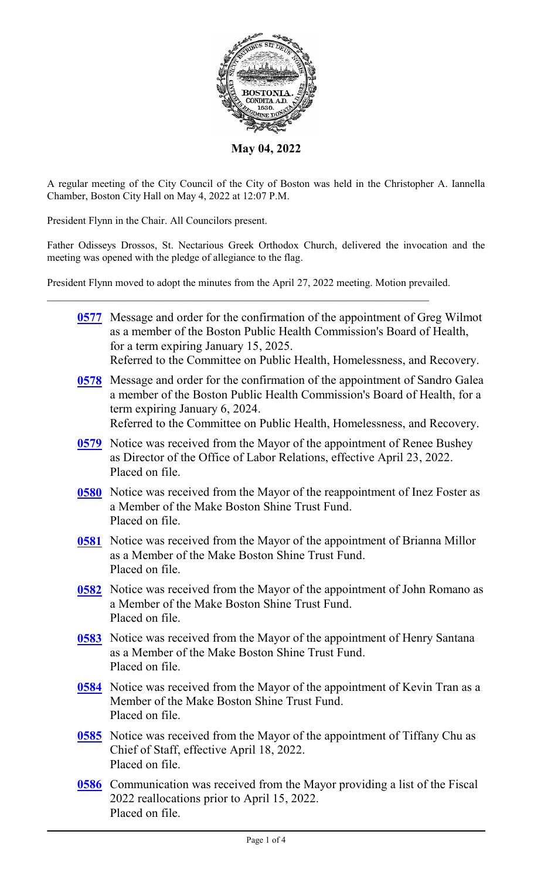**May 04, 2022**

A regular meeting of the City Council of the City of Boston was held in the Christopher A. Iannella Chamber, Boston City Hall on May 4, 2022 at 12:07 P.M.

President Flynn in the Chair. All Councilors present.

Father Odisseys Drossos, St. Nectarious Greek Orthodox Church, delivered the invocation and the meeting was opened with the pledge of allegiance to the flag.

President Flynn moved to adopt the minutes from the April 27, 2022 meeting. Motion prevailed.

---

**0577** Message and order for the confirmation of the appointment of Greg Wilmot as a member of the Boston Public Health Commission's Board of Health, for a term expiring January 15, 2025.
Referred to the Committee on Public Health, Homelessness, and Recovery.

**0578** Message and order for the confirmation of the appointment of Sandro Galea a member of the Boston Public Health Commission's Board of Health, for a term expiring January 6, 2024.
Referred to the Committee on Public Health, Homelessness, and Recovery.

**0579** Notice was received from the Mayor of the appointment of Renee Bushey as Director of the Office of Labor Relations, effective April 23, 2022.
Placed on file.

**0580** Notice was received from the Mayor of the reappointment of Inez Foster as a Member of the Make Boston Shine Trust Fund.
Placed on file.

**0581** Notice was received from the Mayor of the appointment of Brianna Millor as a Member of the Make Boston Shine Trust Fund.
Placed on file.

**0582** Notice was received from the Mayor of the appointment of John Romano as a Member of the Make Boston Shine Trust Fund.
Placed on file.

**0583** Notice was received from the Mayor of the appointment of Henry Santana as a Member of the Make Boston Shine Trust Fund.
Placed on file.

**0584** Notice was received from the Mayor of the appointment of Kevin Tran as a Member of the Make Boston Shine Trust Fund.
Placed on file.

**0585** Notice was received from the Mayor of the appointment of Tiffany Chu as Chief of Staff, effective April 18, 2022.
Placed on file.

**0586** Communication was received from the Mayor providing a list of the Fiscal 2022 reallocations prior to April 15, 2022.
Placed on file.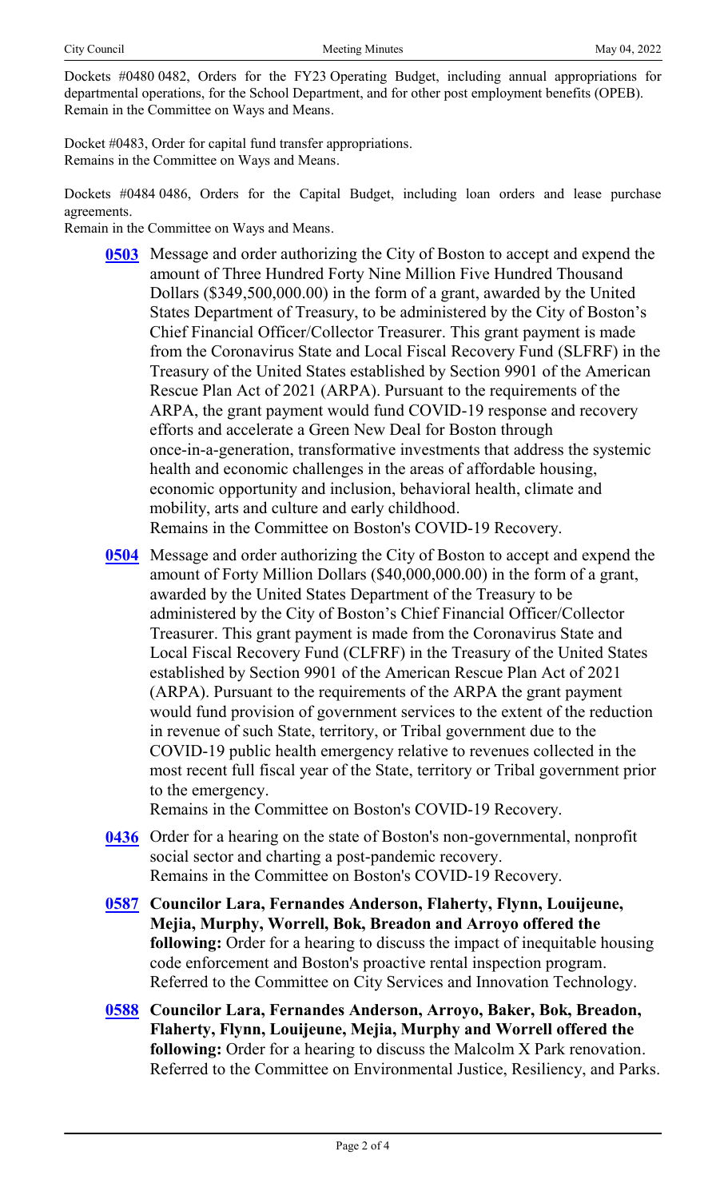Dockets #0480 0482, Orders for the FY23 Operating Budget, including annual appropriations for departmental operations, for the School Department, and for other post employment benefits (OPEB). Remain in the Committee on Ways and Means.

Docket #0483, Order for capital fund transfer appropriations.
Remains in the Committee on Ways and Means.

Dockets #0484 0486, Orders for the Capital Budget, including loan orders and lease purchase agreements.
Remain in the Committee on Ways and Means.

**0503** Message and order authorizing the City of Boston to accept and expend the amount of Three Hundred Forty Nine Million Five Hundred Thousand Dollars ($349,500,000.00) in the form of a grant, awarded by the United States Department of Treasury, to be administered by the City of Boston's Chief Financial Officer/Collector Treasurer. This grant payment is made from the Coronavirus State and Local Fiscal Recovery Fund (SLFRF) in the Treasury of the United States established by Section 9901 of the American Rescue Plan Act of 2021 (ARPA). Pursuant to the requirements of the ARPA, the grant payment would fund COVID-19 response and recovery efforts and accelerate a Green New Deal for Boston through once-in-a-generation, transformative investments that address the systemic health and economic challenges in the areas of affordable housing, economic opportunity and inclusion, behavioral health, climate and mobility, arts and culture and early childhood.
Remains in the Committee on Boston's COVID-19 Recovery.

**0504** Message and order authorizing the City of Boston to accept and expend the amount of Forty Million Dollars ($40,000,000.00) in the form of a grant, awarded by the United States Department of the Treasury to be administered by the City of Boston's Chief Financial Officer/Collector Treasurer. This grant payment is made from the Coronavirus State and Local Fiscal Recovery Fund (CLFRF) in the Treasury of the United States established by Section 9901 of the American Rescue Plan Act of 2021 (ARPA). Pursuant to the requirements of the ARPA the grant payment would fund provision of government services to the extent of the reduction in revenue of such State, territory, or Tribal government due to the COVID-19 public health emergency relative to revenues collected in the most recent full fiscal year of the State, territory or Tribal government prior to the emergency.
Remains in the Committee on Boston's COVID-19 Recovery.

**0436** Order for a hearing on the state of Boston's non-governmental, nonprofit social sector and charting a post-pandemic recovery.
Remains in the Committee on Boston's COVID-19 Recovery.

**0587** **Councilor Lara, Fernandes Anderson, Flaherty, Flynn, Louijeune, Mejia, Murphy, Worrell, Bok, Breadon and Arroyo offered the following:** Order for a hearing to discuss the impact of inequitable housing code enforcement and Boston's proactive rental inspection program.
Referred to the Committee on City Services and Innovation Technology.

**0588** **Councilor Lara, Fernandes Anderson, Arroyo, Baker, Bok, Breadon, Flaherty, Flynn, Louijeune, Mejia, Murphy and Worrell offered the following:** Order for a hearing to discuss the Malcolm X Park renovation.
Referred to the Committee on Environmental Justice, Resiliency, and Parks.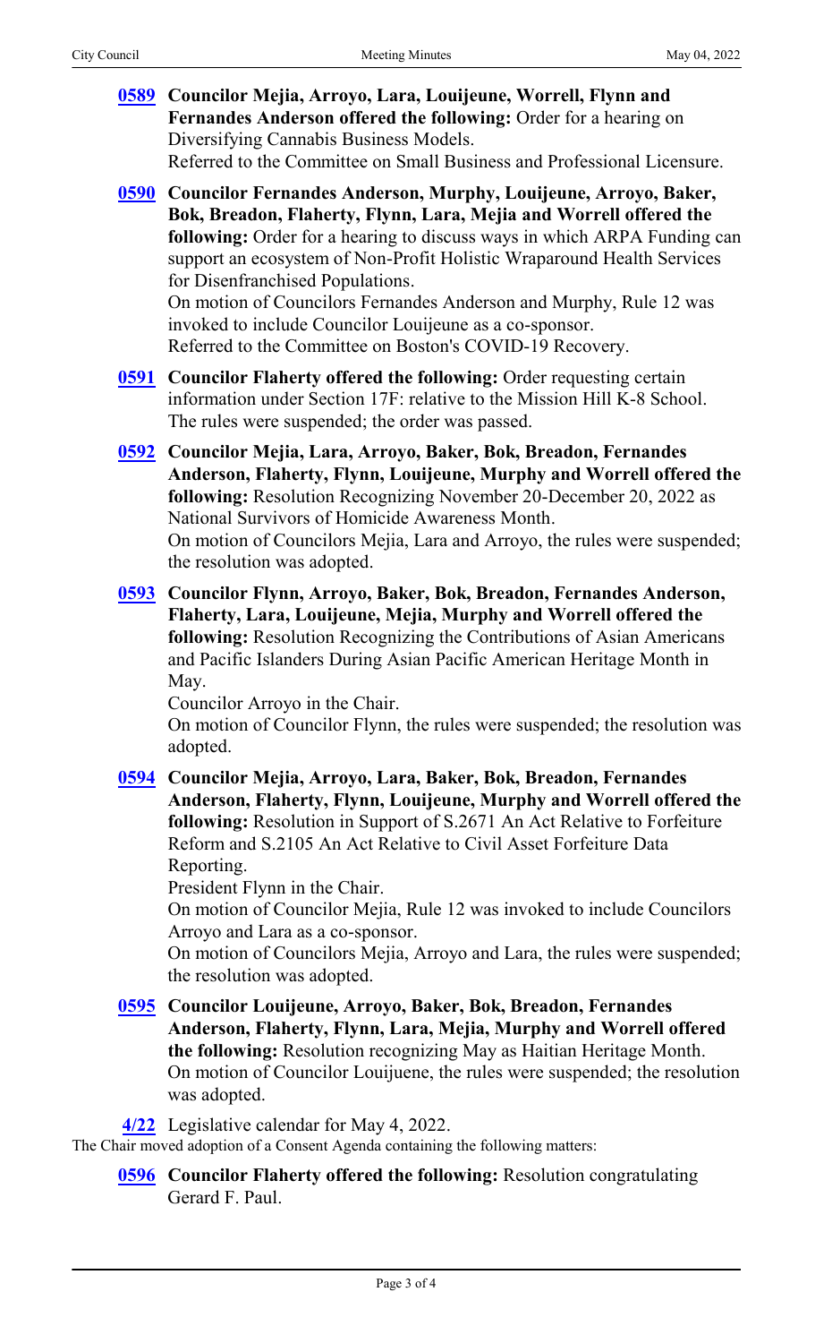**0589** **Councilor Mejia, Arroyo, Lara, Louijeune, Worrell, Flynn and Fernandes Anderson offered the following:** Order for a hearing on Diversifying Cannabis Business Models.
Referred to the Committee on Small Business and Professional Licensure.

**0590** **Councilor Fernandes Anderson, Murphy, Louijeune, Arroyo, Baker, Bok, Breadon, Flaherty, Flynn, Lara, Mejia and Worrell offered the following:** Order for a hearing to discuss ways in which ARPA Funding can support an ecosystem of Non-Profit Holistic Wraparound Health Services for Disenfranchised Populations.
On motion of Councilors Fernandes Anderson and Murphy, Rule 12 was invoked to include Councilor Louijeune as a co-sponsor.
Referred to the Committee on Boston's COVID-19 Recovery.

**0591** **Councilor Flaherty offered the following:** Order requesting certain information under Section 17F: relative to the Mission Hill K-8 School.
The rules were suspended; the order was passed.

**0592** **Councilor Mejia, Lara, Arroyo, Baker, Bok, Breadon, Fernandes Anderson, Flaherty, Flynn, Louijeune, Murphy and Worrell offered the following:** Resolution Recognizing November 20-December 20, 2022 as National Survivors of Homicide Awareness Month.
On motion of Councilors Mejia, Lara and Arroyo, the rules were suspended; the resolution was adopted.

**0593** **Councilor Flynn, Arroyo, Baker, Bok, Breadon, Fernandes Anderson, Flaherty, Lara, Louijeune, Mejia, Murphy and Worrell offered the following:** Resolution Recognizing the Contributions of Asian Americans and Pacific Islanders During Asian Pacific American Heritage Month in May.
Councilor Arroyo in the Chair.
On motion of Councilor Flynn, the rules were suspended; the resolution was adopted.

**0594** **Councilor Mejia, Arroyo, Lara, Baker, Bok, Breadon, Fernandes Anderson, Flaherty, Flynn, Louijeune, Murphy and Worrell offered the following:** Resolution in Support of S.2671 An Act Relative to Forfeiture Reform and S.2105 An Act Relative to Civil Asset Forfeiture Data Reporting.
President Flynn in the Chair.
On motion of Councilor Mejia, Rule 12 was invoked to include Councilors Arroyo and Lara as a co-sponsor.
On motion of Councilors Mejia, Arroyo and Lara, the rules were suspended; the resolution was adopted.

**0595** **Councilor Louijeune, Arroyo, Baker, Bok, Breadon, Fernandes Anderson, Flaherty, Flynn, Lara, Mejia, Murphy and Worrell offered the following:** Resolution recognizing May as Haitian Heritage Month.
On motion of Councilor Louijuene, the rules were suspended; the resolution was adopted.

**4/22** Legislative calendar for May 4, 2022.

The Chair moved adoption of a Consent Agenda containing the following matters:

**0596** **Councilor Flaherty offered the following:** Resolution congratulating Gerard F. Paul.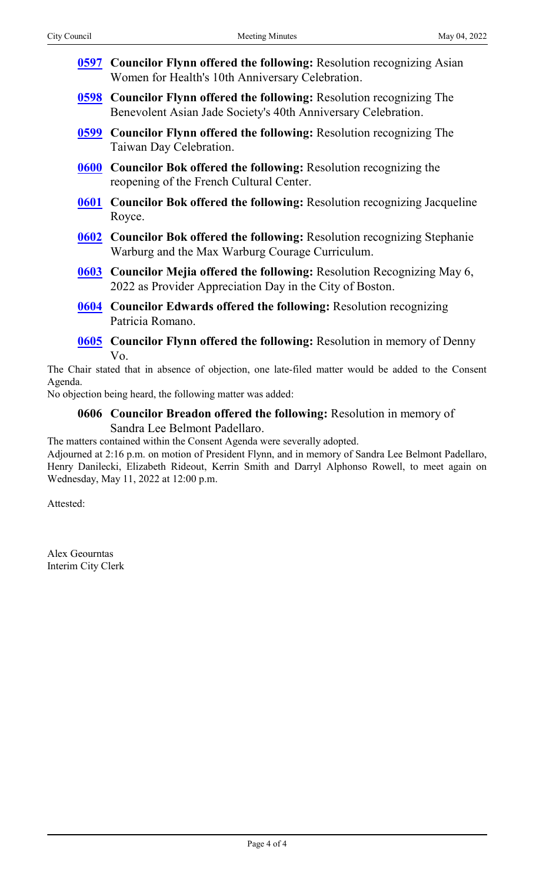**0597** **Councilor Flynn offered the following:** Resolution recognizing Asian Women for Health's 10th Anniversary Celebration.

**0598** **Councilor Flynn offered the following:** Resolution recognizing The Benevolent Asian Jade Society's 40th Anniversary Celebration.

**0599** **Councilor Flynn offered the following:** Resolution recognizing The Taiwan Day Celebration.

**0600** **Councilor Bok offered the following:** Resolution recognizing the reopening of the French Cultural Center.

**0601** **Councilor Bok offered the following:** Resolution recognizing Jacqueline Royce.

**0602** **Councilor Bok offered the following:** Resolution recognizing Stephanie Warburg and the Max Warburg Courage Curriculum.

**0603** **Councilor Mejia offered the following:** Resolution Recognizing May 6, 2022 as Provider Appreciation Day in the City of Boston.

**0604** **Councilor Edwards offered the following:** Resolution recognizing Patricia Romano.

**0605** **Councilor Flynn offered the following:** Resolution in memory of Denny Vo.

The Chair stated that in absence of objection, one late-filed matter would be added to the Consent Agenda.

No objection being heard, the following matter was added:

**0606** **Councilor Breadon offered the following:** Resolution in memory of Sandra Lee Belmont Padellaro.

The matters contained within the Consent Agenda were severally adopted.

Adjourned at 2:16 p.m. on motion of President Flynn, and in memory of Sandra Lee Belmont Padellaro, Henry Danilecki, Elizabeth Rideout, Kerrin Smith and Darryl Alphonso Rowell, to meet again on Wednesday, May 11, 2022 at 12:00 p.m.

Attested:

Alex Geourntas
Interim City Clerk